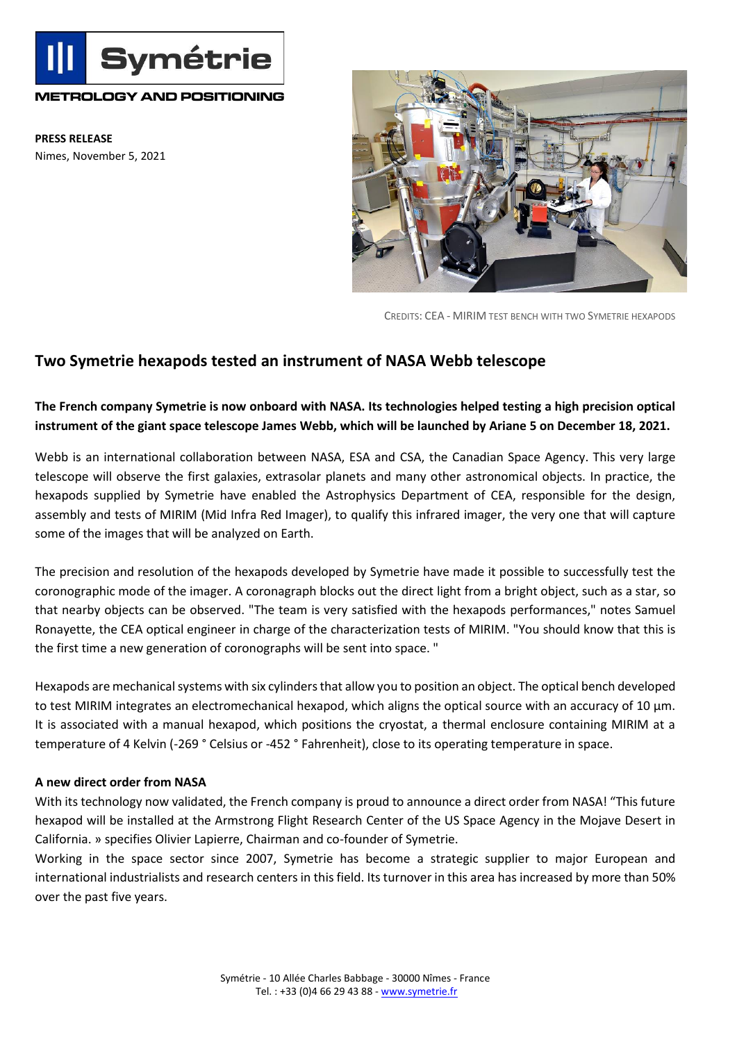Symétrie

METROLOGY AND POSITIONING

**PRESS RELEASE**
Nimes, November 5, 2021

CREDITS: CEA - MIRIM TEST BENCH WITH TWO SYMETRIE HEXAPODS

## Two Symetrie hexapods tested an instrument of NASA Webb telescope

**The French company Symetrie is now onboard with NASA. Its technologies helped testing a high precision optical instrument of the giant space telescope James Webb, which will be launched by Ariane 5 on December 18, 2021.**

Webb is an international collaboration between NASA, ESA and CSA, the Canadian Space Agency. This very large telescope will observe the first galaxies, extrasolar planets and many other astronomical objects. In practice, the hexapods supplied by Symetrie have enabled the Astrophysics Department of CEA, responsible for the design, assembly and tests of MIRIM (Mid Infra Red Imager), to qualify this infrared imager, the very one that will capture some of the images that will be analyzed on Earth.

The precision and resolution of the hexapods developed by Symetrie have made it possible to successfully test the coronographic mode of the imager. A coronagraph blocks out the direct light from a bright object, such as a star, so that nearby objects can be observed. "The team is very satisfied with the hexapods performances," notes Samuel Ronayette, the CEA optical engineer in charge of the characterization tests of MIRIM. "You should know that this is the first time a new generation of coronographs will be sent into space. "

Hexapods are mechanical systems with six cylinders that allow you to position an object. The optical bench developed to test MIRIM integrates an electromechanical hexapod, which aligns the optical source with an accuracy of 10 µm. It is associated with a manual hexapod, which positions the cryostat, a thermal enclosure containing MIRIM at a temperature of 4 Kelvin (-269 ° Celsius or -452 ° Fahrenheit), close to its operating temperature in space.

**A new direct order from NASA**

With its technology now validated, the French company is proud to announce a direct order from NASA! "This future hexapod will be installed at the Armstrong Flight Research Center of the US Space Agency in the Mojave Desert in California. » specifies Olivier Lapierre, Chairman and co-founder of Symetrie.

Working in the space sector since 2007, Symetrie has become a strategic supplier to major European and international industrialists and research centers in this field. Its turnover in this area has increased by more than 50% over the past five years.

Symétrie - 10 Allée Charles Babbage - 30000 Nîmes - France
Tel. : +33 (0)4 66 29 43 88 - www.symetrie.fr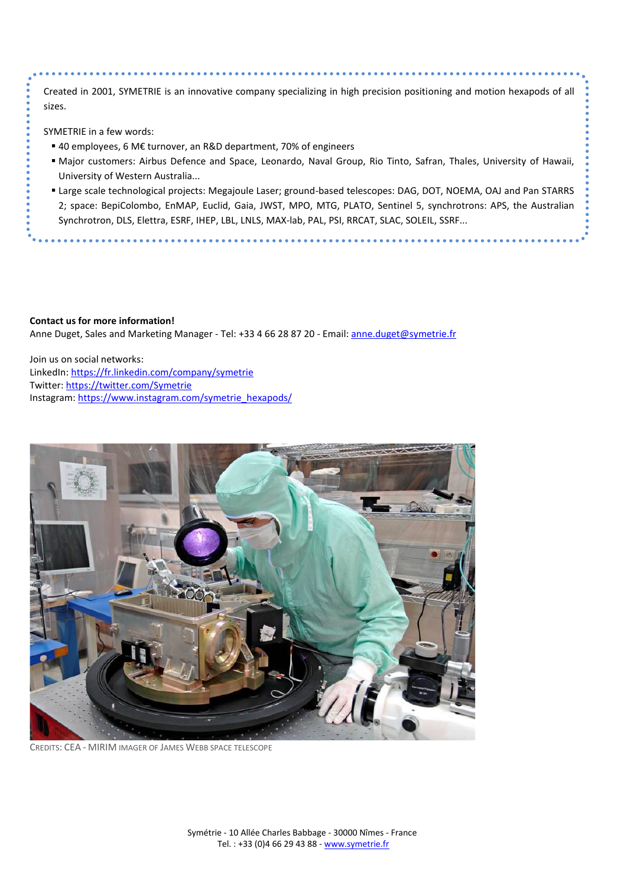Created in 2001, SYMETRIE is an innovative company specializing in high precision positioning and motion hexapods of all sizes.

SYMETRIE in a few words:

- 40 employees, 6 M€ turnover, an R&D department, 70% of engineers
- Major customers: Airbus Defence and Space, Leonardo, Naval Group, Rio Tinto, Safran, Thales, University of Hawaii, University of Western Australia...
- Large scale technological projects: Megajoule Laser; ground-based telescopes: DAG, DOT, NOEMA, OAJ and Pan STARRS 2; space: BepiColombo, EnMAP, Euclid, Gaia, JWST, MPO, MTG, PLATO, Sentinel 5, synchrotrons: APS, the Australian Synchrotron, DLS, Elettra, ESRF, IHEP, LBL, LNLS, MAX-lab, PAL, PSI, RRCAT, SLAC, SOLEIL, SSRF...

**Contact us for more information!**

Anne Duget, Sales and Marketing Manager - Tel: +33 4 66 28 87 20 - Email: anne.duget@symetrie.fr

Join us on social networks:
LinkedIn: https://fr.linkedin.com/company/symetrie
Twitter: https://twitter.com/Symetrie
Instagram: https://www.instagram.com/symetrie_hexapods/

CREDITS: CEA - MIRIM IMAGER OF JAMES WEBB SPACE TELESCOPE

Symétrie - 10 Allée Charles Babbage - 30000 Nîmes - France
Tel. : +33 (0)4 66 29 43 88 - www.symetrie.fr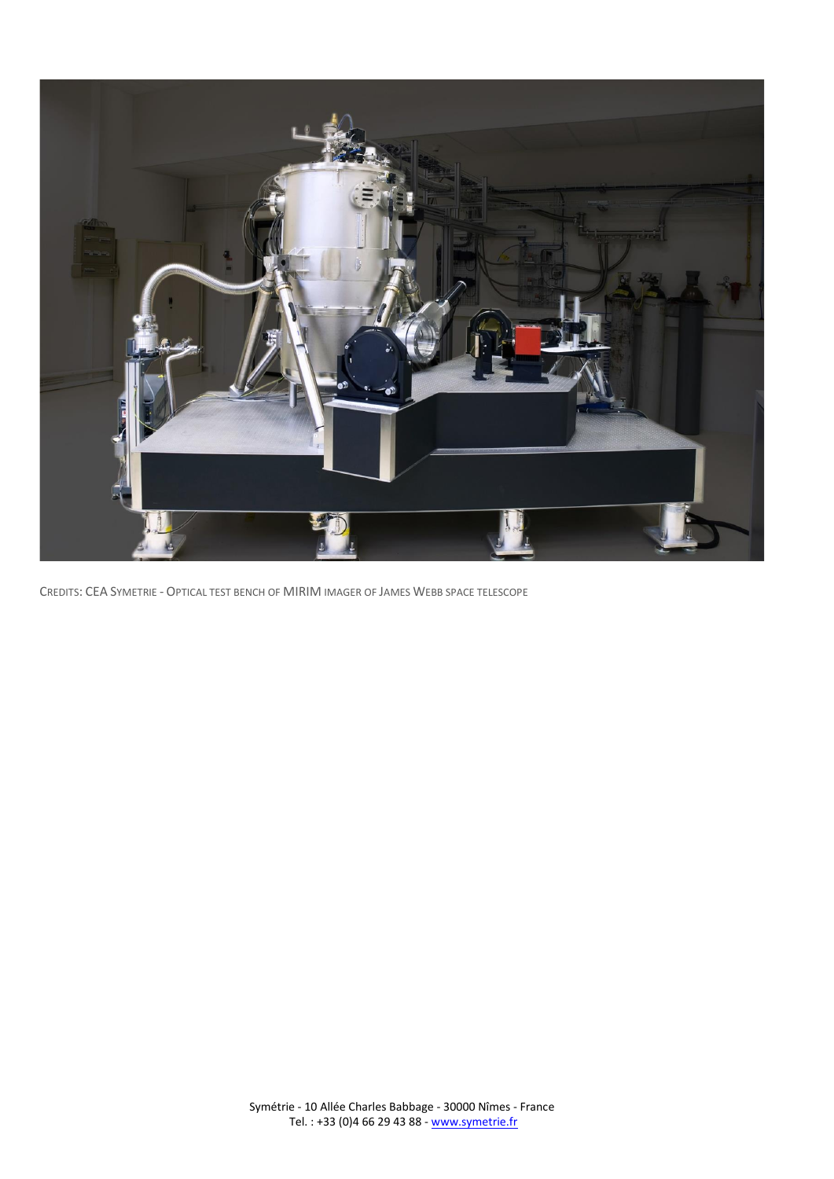CREDITS: CEA SYMETRIE - OPTICAL TEST BENCH OF MIRIM IMAGER OF JAMES WEBB SPACE TELESCOPE

Symétrie - 10 Allée Charles Babbage - 30000 Nîmes - France
Tel. : +33 (0)4 66 29 43 88 - www.symetrie.fr